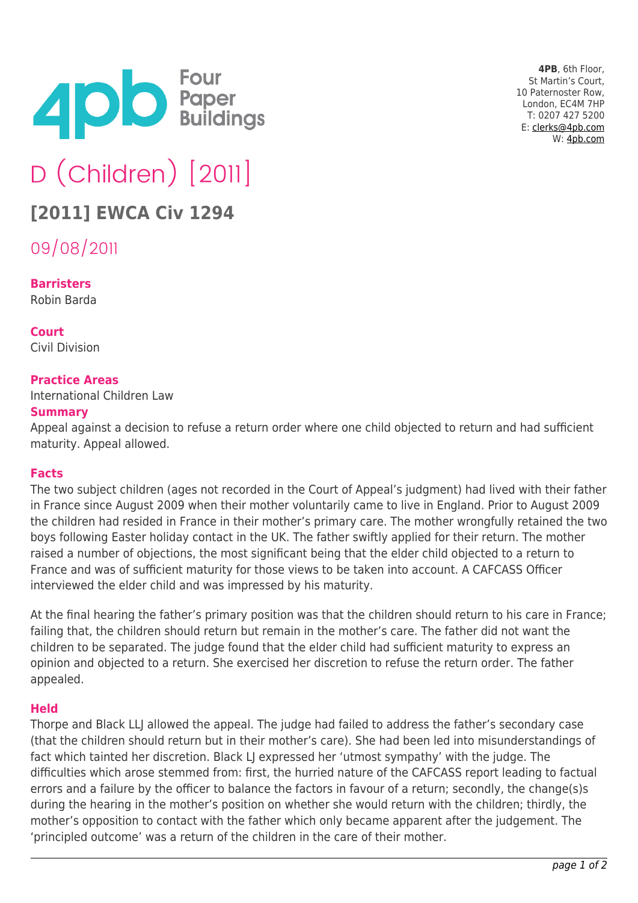Four Paper Buildings

**4PB**, 6th Floor,
St Martin's Court,
10 Paternoster Row,
London, EC4M 7HP
T: 0207 427 5200
E: clerks@4pb.com
W: 4pb.com

# D (Children) [2011]

## [2011] EWCA Civ 1294

09/08/2011

**Barristers**
Robin Barda

**Court**
Civil Division

**Practice Areas**
International Children Law

**Summary**
Appeal against a decision to refuse a return order where one child objected to return and had sufficient maturity. Appeal allowed.

**Facts**

The two subject children (ages not recorded in the Court of Appeal's judgment) had lived with their father in France since August 2009 when their mother voluntarily came to live in England. Prior to August 2009 the children had resided in France in their mother's primary care. The mother wrongfully retained the two boys following Easter holiday contact in the UK. The father swiftly applied for their return. The mother raised a number of objections, the most significant being that the elder child objected to a return to France and was of sufficient maturity for those views to be taken into account. A CAFCASS Officer interviewed the elder child and was impressed by his maturity.

At the final hearing the father's primary position was that the children should return to his care in France; failing that, the children should return but remain in the mother's care. The father did not want the children to be separated. The judge found that the elder child had sufficient maturity to express an opinion and objected to a return. She exercised her discretion to refuse the return order. The father appealed.

**Held**

Thorpe and Black LLJ allowed the appeal. The judge had failed to address the father's secondary case (that the children should return but in their mother's care). She had been led into misunderstandings of fact which tainted her discretion. Black LJ expressed her 'utmost sympathy' with the judge. The difficulties which arose stemmed from: first, the hurried nature of the CAFCASS report leading to factual errors and a failure by the officer to balance the factors in favour of a return; secondly, the change(s)s during the hearing in the mother's position on whether she would return with the children; thirdly, the mother's opposition to contact with the father which only became apparent after the judgement. The 'principled outcome' was a return of the children in the care of their mother.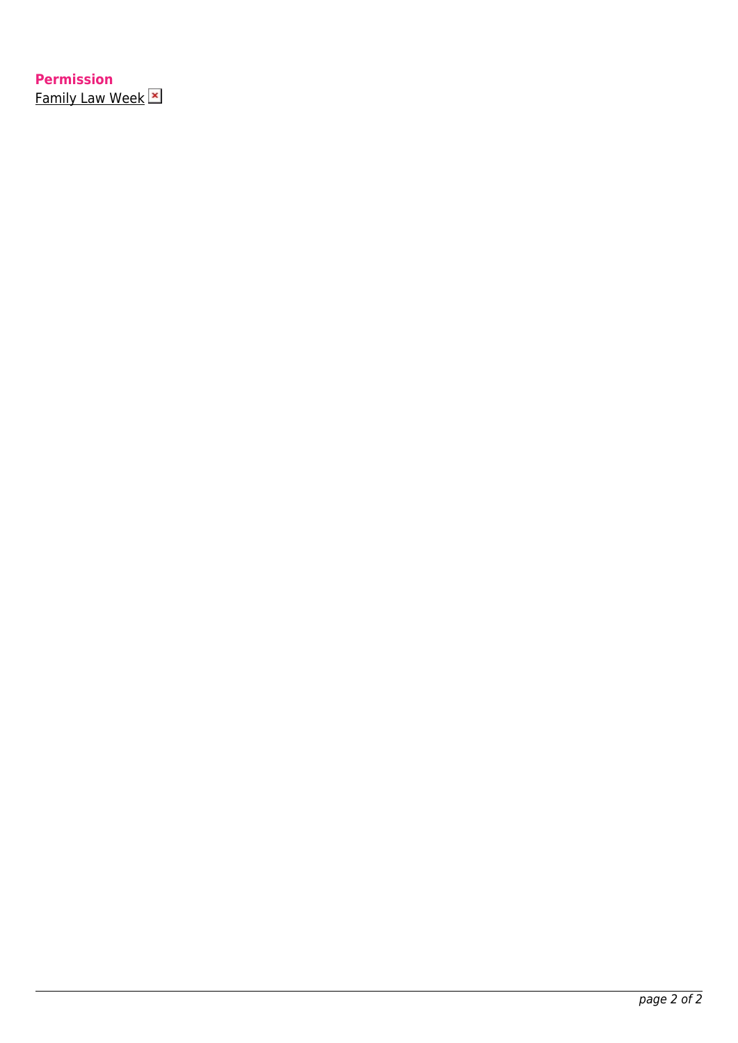**Permission**

Family Law Week